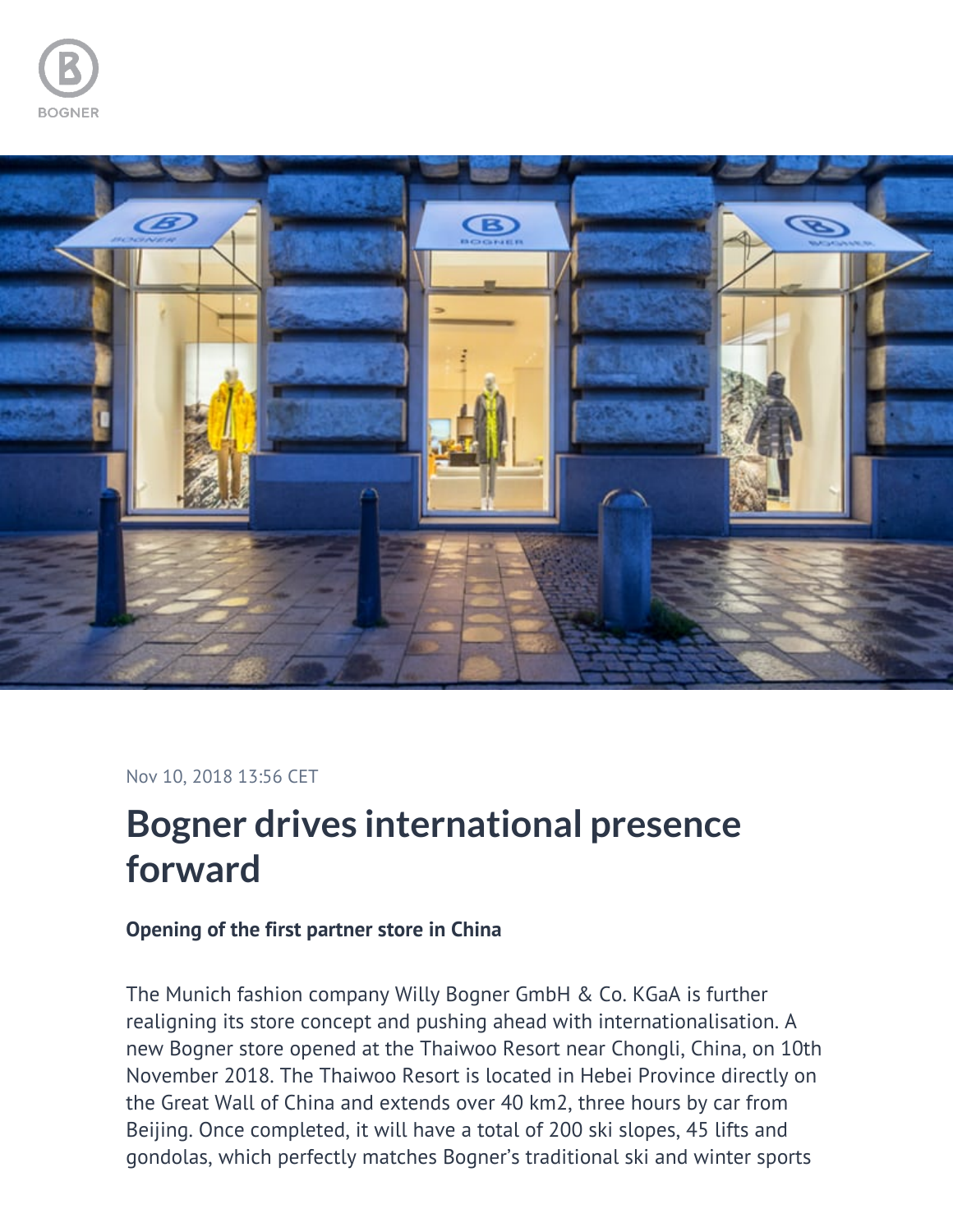Nov 10, 2018 13:56 CET

# Bogner drives international presence forward

**Opening of the first partner store in China**

The Munich fashion company Willy Bogner GmbH & Co. KGaA is further realigning its store concept and pushing ahead with internationalisation. A new Bogner store opened at the Thaiwoo Resort near Chongli, China, on 10th November 2018. The Thaiwoo Resort is located in Hebei Province directly on the Great Wall of China and extends over 40 km2, three hours by car from Beijing. Once completed, it will have a total of 200 ski slopes, 45 lifts and gondolas, which perfectly matches Bogner's traditional ski and winter sports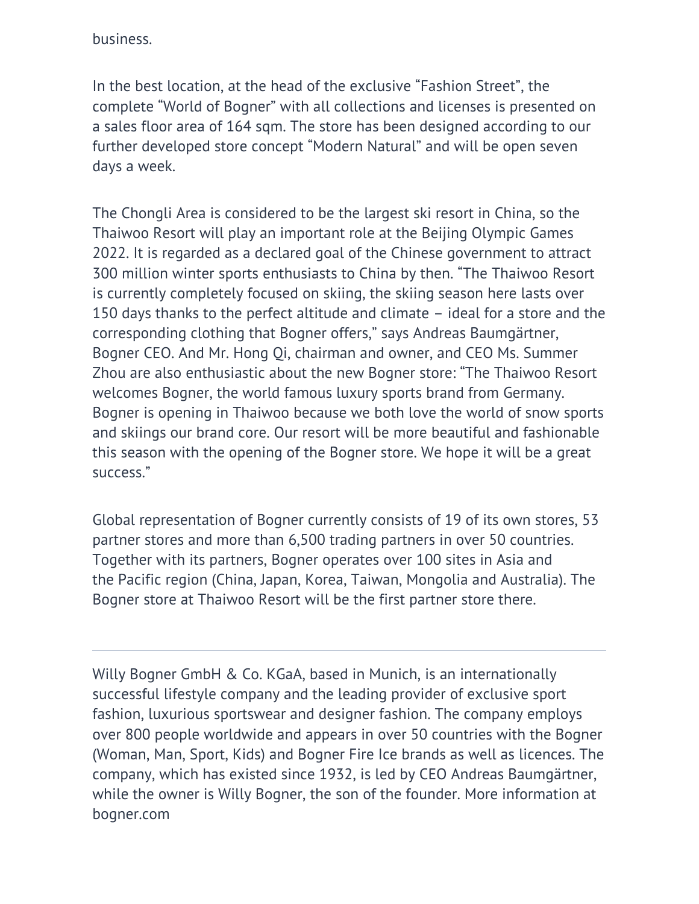business.

In the best location, at the head of the exclusive “Fashion Street”, the complete “World of Bogner” with all collections and licenses is presented on a sales floor area of 164 sqm. The store has been designed according to our further developed store concept “Modern Natural” and will be open seven days a week.

The Chongli Area is considered to be the largest ski resort in China, so the Thaiwoo Resort will play an important role at the Beijing Olympic Games 2022. It is regarded as a declared goal of the Chinese government to attract 300 million winter sports enthusiasts to China by then. “The Thaiwoo Resort is currently completely focused on skiing, the skiing season here lasts over 150 days thanks to the perfect altitude and climate – ideal for a store and the corresponding clothing that Bogner offers,” says Andreas Baumgärtner, Bogner CEO. And Mr. Hong Qi, chairman and owner, and CEO Ms. Summer Zhou are also enthusiastic about the new Bogner store: “The Thaiwoo Resort welcomes Bogner, the world famous luxury sports brand from Germany. Bogner is opening in Thaiwoo because we both love the world of snow sports and skiings our brand core. Our resort will be more beautiful and fashionable this season with the opening of the Bogner store. We hope it will be a great success.”

Global representation of Bogner currently consists of 19 of its own stores, 53 partner stores and more than 6,500 trading partners in over 50 countries. Together with its partners, Bogner operates over 100 sites in Asia and the Pacific region (China, Japan, Korea, Taiwan, Mongolia and Australia). The Bogner store at Thaiwoo Resort will be the first partner store there.

---

Willy Bogner GmbH & Co. KGaA, based in Munich, is an internationally successful lifestyle company and the leading provider of exclusive sport fashion, luxurious sportswear and designer fashion. The company employs over 800 people worldwide and appears in over 50 countries with the Bogner (Woman, Man, Sport, Kids) and Bogner Fire Ice brands as well as licences. The company, which has existed since 1932, is led by CEO Andreas Baumgärtner, while the owner is Willy Bogner, the son of the founder. More information at bogner.com